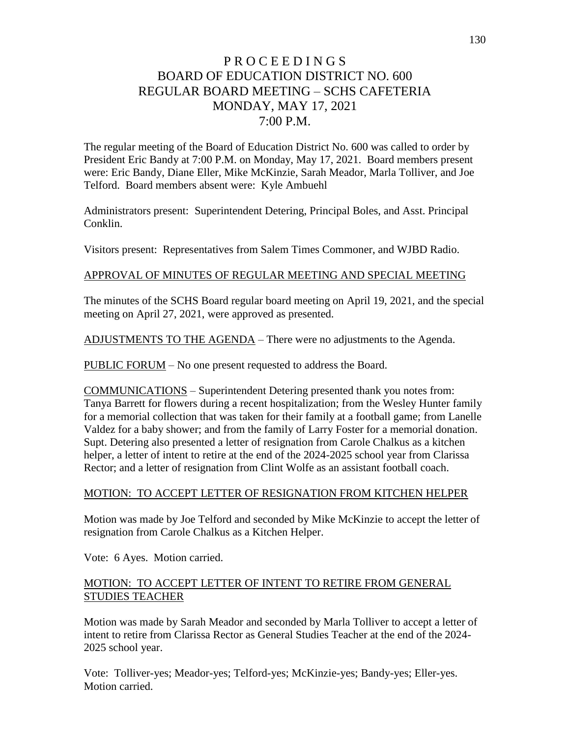# P R O C E E D I N G S
# BOARD OF EDUCATION DISTRICT NO. 600
# REGULAR BOARD MEETING – SCHS CAFETERIA
# MONDAY, MAY 17, 2021
# 7:00 P.M.

The regular meeting of the Board of Education District No. 600 was called to order by President Eric Bandy at 7:00 P.M. on Monday, May 17, 2021. Board members present were: Eric Bandy, Diane Eller, Mike McKinzie, Sarah Meador, Marla Tolliver, and Joe Telford. Board members absent were: Kyle Ambuehl

Administrators present: Superintendent Detering, Principal Boles, and Asst. Principal Conklin.

Visitors present: Representatives from Salem Times Commoner, and WJBD Radio.

APPROVAL OF MINUTES OF REGULAR MEETING AND SPECIAL MEETING

The minutes of the SCHS Board regular board meeting on April 19, 2021, and the special meeting on April 27, 2021, were approved as presented.

ADJUSTMENTS TO THE AGENDA – There were no adjustments to the Agenda.

PUBLIC FORUM – No one present requested to address the Board.

COMMUNICATIONS – Superintendent Detering presented thank you notes from: Tanya Barrett for flowers during a recent hospitalization; from the Wesley Hunter family for a memorial collection that was taken for their family at a football game; from Lanelle Valdez for a baby shower; and from the family of Larry Foster for a memorial donation. Supt. Detering also presented a letter of resignation from Carole Chalkus as a kitchen helper, a letter of intent to retire at the end of the 2024-2025 school year from Clarissa Rector; and a letter of resignation from Clint Wolfe as an assistant football coach.

MOTION: TO ACCEPT LETTER OF RESIGNATION FROM KITCHEN HELPER

Motion was made by Joe Telford and seconded by Mike McKinzie to accept the letter of resignation from Carole Chalkus as a Kitchen Helper.

Vote: 6 Ayes. Motion carried.

MOTION: TO ACCEPT LETTER OF INTENT TO RETIRE FROM GENERAL STUDIES TEACHER

Motion was made by Sarah Meador and seconded by Marla Tolliver to accept a letter of intent to retire from Clarissa Rector as General Studies Teacher at the end of the 2024-2025 school year.

Vote: Tolliver-yes; Meador-yes; Telford-yes; McKinzie-yes; Bandy-yes; Eller-yes. Motion carried.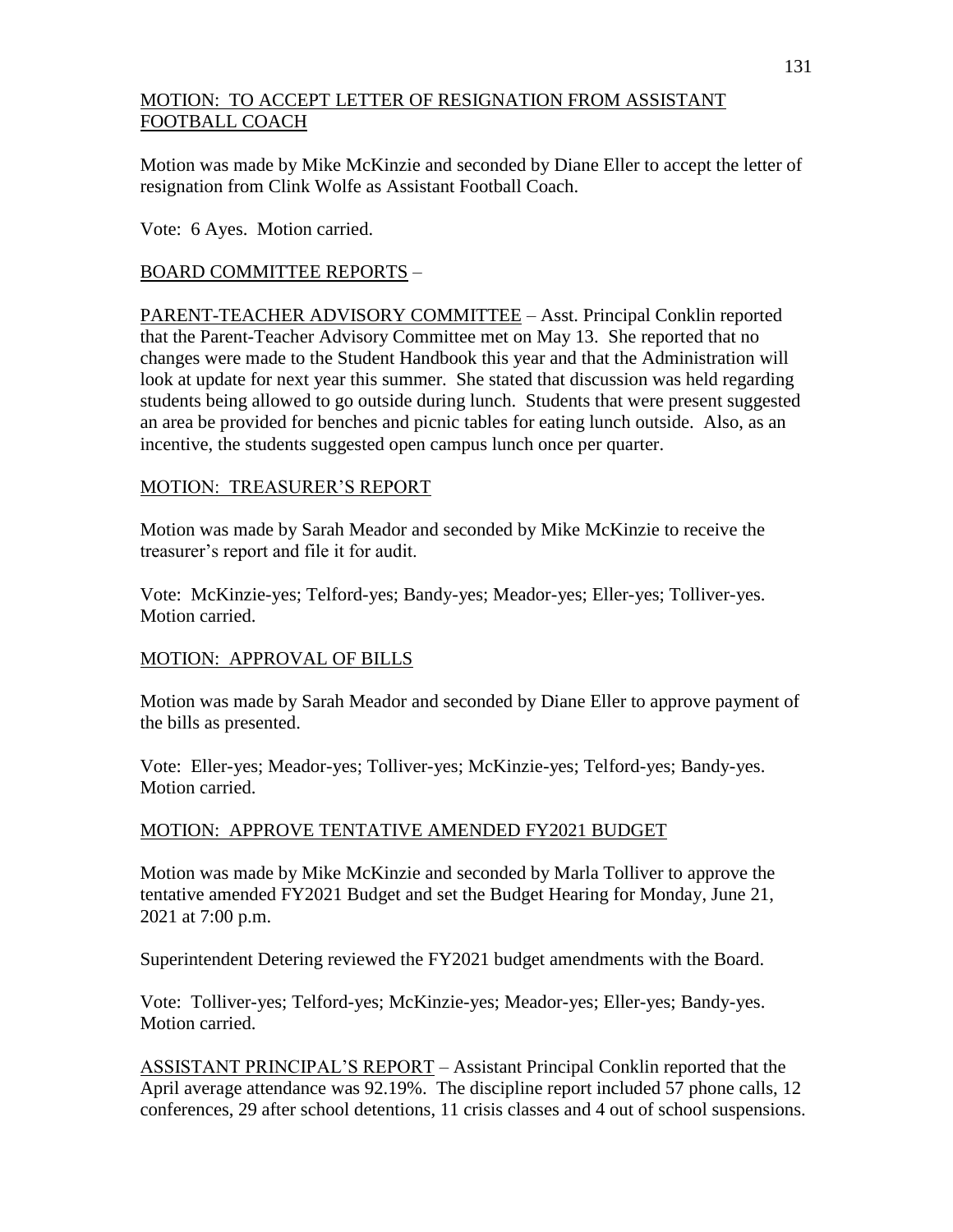MOTION: TO ACCEPT LETTER OF RESIGNATION FROM ASSISTANT FOOTBALL COACH

Motion was made by Mike McKinzie and seconded by Diane Eller to accept the letter of resignation from Clink Wolfe as Assistant Football Coach.

Vote: 6 Ayes. Motion carried.

BOARD COMMITTEE REPORTS –

PARENT-TEACHER ADVISORY COMMITTEE – Asst. Principal Conklin reported that the Parent-Teacher Advisory Committee met on May 13. She reported that no changes were made to the Student Handbook this year and that the Administration will look at update for next year this summer. She stated that discussion was held regarding students being allowed to go outside during lunch. Students that were present suggested an area be provided for benches and picnic tables for eating lunch outside. Also, as an incentive, the students suggested open campus lunch once per quarter.

MOTION: TREASURER'S REPORT

Motion was made by Sarah Meador and seconded by Mike McKinzie to receive the treasurer's report and file it for audit.

Vote: McKinzie-yes; Telford-yes; Bandy-yes; Meador-yes; Eller-yes; Tolliver-yes. Motion carried.

MOTION: APPROVAL OF BILLS

Motion was made by Sarah Meador and seconded by Diane Eller to approve payment of the bills as presented.

Vote: Eller-yes; Meador-yes; Tolliver-yes; McKinzie-yes; Telford-yes; Bandy-yes. Motion carried.

MOTION: APPROVE TENTATIVE AMENDED FY2021 BUDGET

Motion was made by Mike McKinzie and seconded by Marla Tolliver to approve the tentative amended FY2021 Budget and set the Budget Hearing for Monday, June 21, 2021 at 7:00 p.m.

Superintendent Detering reviewed the FY2021 budget amendments with the Board.

Vote: Tolliver-yes; Telford-yes; McKinzie-yes; Meador-yes; Eller-yes; Bandy-yes. Motion carried.

ASSISTANT PRINCIPAL'S REPORT – Assistant Principal Conklin reported that the April average attendance was 92.19%. The discipline report included 57 phone calls, 12 conferences, 29 after school detentions, 11 crisis classes and 4 out of school suspensions.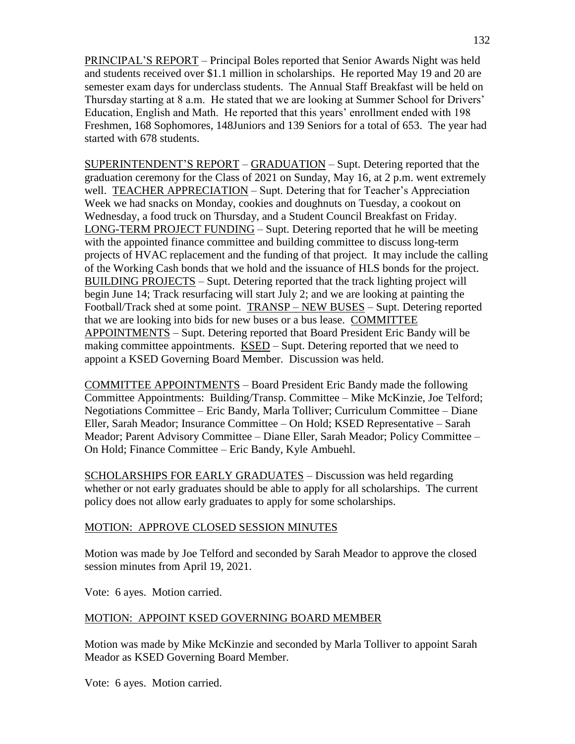PRINCIPAL'S REPORT – Principal Boles reported that Senior Awards Night was held and students received over $1.1 million in scholarships. He reported May 19 and 20 are semester exam days for underclass students. The Annual Staff Breakfast will be held on Thursday starting at 8 a.m. He stated that we are looking at Summer School for Drivers' Education, English and Math. He reported that this years' enrollment ended with 198 Freshmen, 168 Sophomores, 148Juniors and 139 Seniors for a total of 653. The year had started with 678 students.

SUPERINTENDENT'S REPORT – GRADUATION – Supt. Detering reported that the graduation ceremony for the Class of 2021 on Sunday, May 16, at 2 p.m. went extremely well. TEACHER APPRECIATION – Supt. Detering that for Teacher's Appreciation Week we had snacks on Monday, cookies and doughnuts on Tuesday, a cookout on Wednesday, a food truck on Thursday, and a Student Council Breakfast on Friday. LONG-TERM PROJECT FUNDING – Supt. Detering reported that he will be meeting with the appointed finance committee and building committee to discuss long-term projects of HVAC replacement and the funding of that project. It may include the calling of the Working Cash bonds that we hold and the issuance of HLS bonds for the project. BUILDING PROJECTS – Supt. Detering reported that the track lighting project will begin June 14; Track resurfacing will start July 2; and we are looking at painting the Football/Track shed at some point. TRANSP – NEW BUSES – Supt. Detering reported that we are looking into bids for new buses or a bus lease. COMMITTEE APPOINTMENTS – Supt. Detering reported that Board President Eric Bandy will be making committee appointments. KSED – Supt. Detering reported that we need to appoint a KSED Governing Board Member. Discussion was held.

COMMITTEE APPOINTMENTS – Board President Eric Bandy made the following Committee Appointments: Building/Transp. Committee – Mike McKinzie, Joe Telford; Negotiations Committee – Eric Bandy, Marla Tolliver; Curriculum Committee – Diane Eller, Sarah Meador; Insurance Committee – On Hold; KSED Representative – Sarah Meador; Parent Advisory Committee – Diane Eller, Sarah Meador; Policy Committee – On Hold; Finance Committee – Eric Bandy, Kyle Ambuehl.

SCHOLARSHIPS FOR EARLY GRADUATES – Discussion was held regarding whether or not early graduates should be able to apply for all scholarships. The current policy does not allow early graduates to apply for some scholarships.

MOTION: APPROVE CLOSED SESSION MINUTES

Motion was made by Joe Telford and seconded by Sarah Meador to approve the closed session minutes from April 19, 2021.

Vote: 6 ayes. Motion carried.

MOTION: APPOINT KSED GOVERNING BOARD MEMBER

Motion was made by Mike McKinzie and seconded by Marla Tolliver to appoint Sarah Meador as KSED Governing Board Member.

Vote: 6 ayes. Motion carried.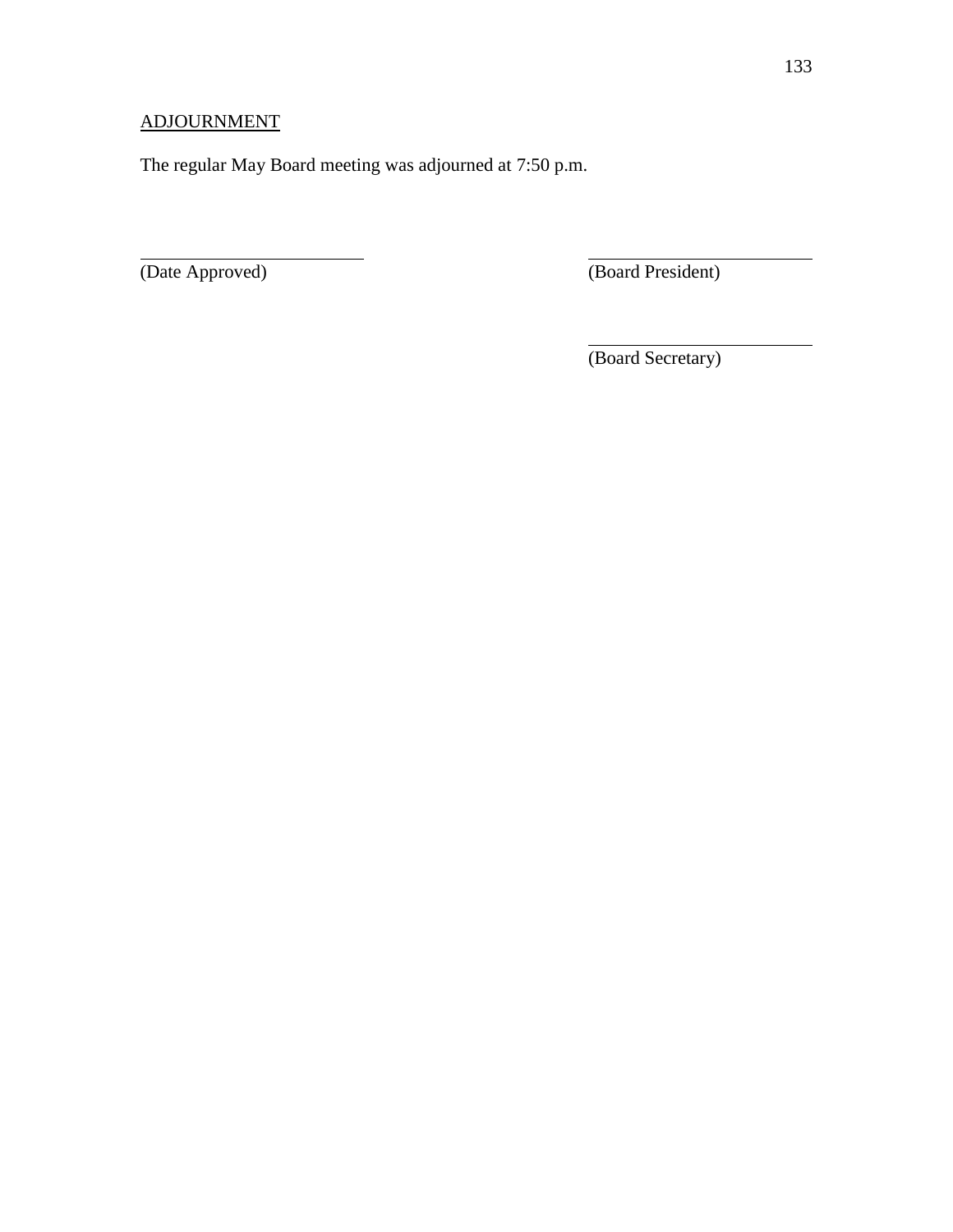ADJOURNMENT

The regular May Board meeting was adjourned at 7:50 p.m.

| | |
|---|---|
| ______________________ | ______________________ |
| (Date Approved) | (Board President) |
| | ______________________ |
| | (Board Secretary) |